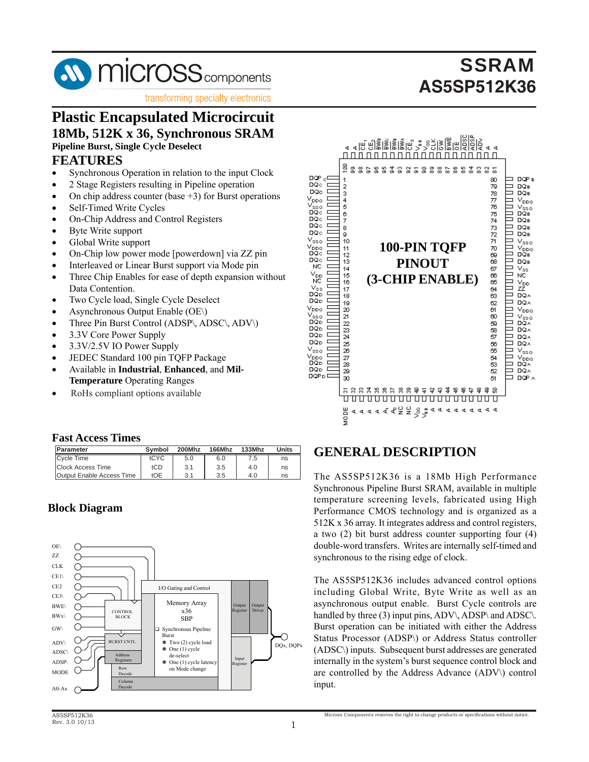# SSRAM
# AS5SP512K36

micross components — transforming specialty electronics

# Plastic Encapsulated Microcircuit

## 18Mb, 512K x 36, Synchronous SRAM

**Pipeline Burst, Single Cycle Deselect**

## FEATURES

- Synchronous Operation in relation to the input Clock
- 2 Stage Registers resulting in Pipeline operation
- On chip address counter (base +3) for Burst operations
- Self-Timed Write Cycles
- On-Chip Address and Control Registers
- Byte Write support
- Global Write support
- On-Chip low power mode [powerdown] via ZZ pin
- Interleaved or Linear Burst support via Mode pin
- Three Chip Enables for ease of depth expansion without Data Contention.
- Two Cycle load, Single Cycle Deselect
- Asynchronous Output Enable (OE\)
- Three Pin Burst Control (ADSP\, ADSC\, ADV\)
- 3.3V Core Power Supply
- 3.3V/2.5V IO Power Supply
- JEDEC Standard 100 pin TQFP Package
- Available in **Industrial**, **Enhanced**, and **Mil-Temperature** Operating Ranges
- RoHs compliant options available

**100-PIN TQFP PINOUT (3-CHIP ENABLE)**

## Fast Access Times

| Parameter | Symbol | 200Mhz | 166Mhz | 133Mhz | Units |
|---|---|---|---|---|---|
| Cycle Time | tCYC | 5.0 | 6.0 | 7.5 | ns |
| Clock Access Time | tCD | 3.1 | 3.5 | 4.0 | ns |
| Output Enable Access Time | tOE | 3.1 | 3.5 | 4.0 | ns |

## Block Diagram

## GENERAL DESCRIPTION

The AS5SP512K36 is a 18Mb High Performance Synchronous Pipeline Burst SRAM, available in multiple temperature screening levels, fabricated using High Performance CMOS technology and is organized as a 512K x 36 array. It integrates address and control registers, a two (2) bit burst address counter supporting four (4) double-word transfers. Writes are internally self-timed and synchronous to the rising edge of clock.

The AS5SP512K36 includes advanced control options including Global Write, Byte Write as well as an asynchronous output enable. Burst Cycle controls are handled by three (3) input pins, ADV\, ADSP\ and ADSC\. Burst operation can be initiated with either the Address Status Processor (ADSP\) or Address Status controller (ADSC\) inputs. Subsequent burst addresses are generated internally in the system's burst sequence control block and are controlled by the Address Advance (ADV\) control input.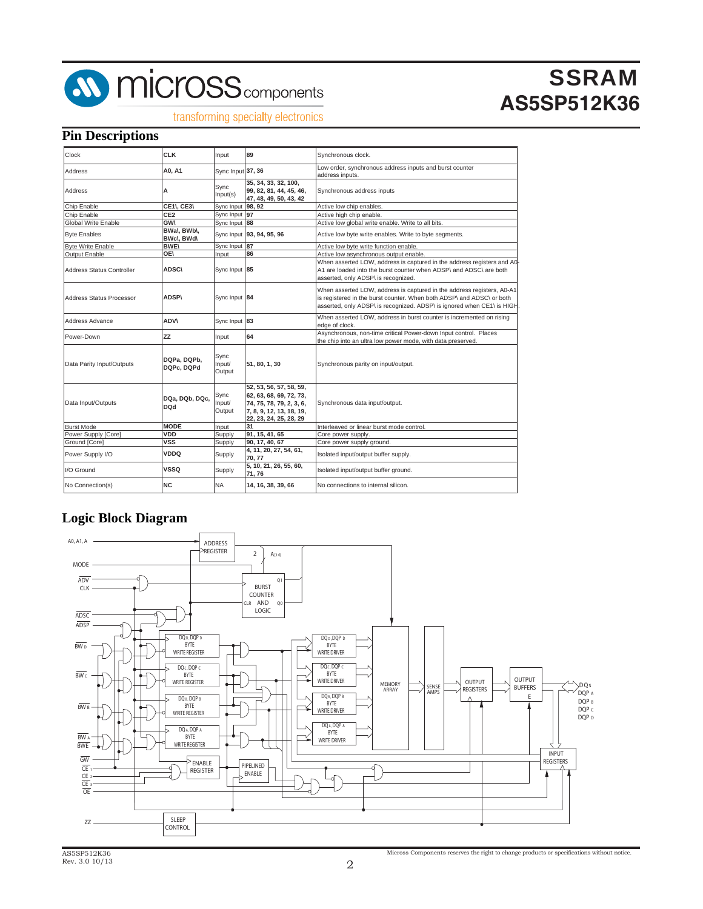## Pin Descriptions

| | | | | |
|---|---|---|---|---|
| Clock | **CLK** | Input | **89** | Synchronous clock. |
| Address | **A0, A1** | Sync Input | **37, 36** | Low order, synchronous address inputs and burst counter address inputs. |
| Address | **A** | Sync Input(s) | **35, 34, 33, 32, 100, 99, 82, 81, 44, 45, 46, 47, 48, 49, 50, 43, 42** | Synchronous address inputs |
| Chip Enable | **CE1\, CE3\** | Sync Input | **98, 92** | Active low chip enables. |
| Chip Enable | **CE2** | Sync Input | **97** | Active high chip enable. |
| Global Write Enable | **GW\** | Sync Input | **88** | Active low global write enable. Write to all bits. |
| Byte Enables | **BWa\, BWb\, BWc\, BWd\** | Sync Input | **93, 94, 95, 96** | Active low byte write enables. Write to byte segments. |
| Byte Write Enable | **BWE\** | Sync Input | **87** | Active low byte write function enable. |
| Output Enable | **OE\** | Input | **86** | Active low asynchronous output enable. |
| Address Status Controller | **ADSC\** | Sync Input | **85** | When asserted LOW, address is captured in the address registers and A0-A1 are loaded into the burst counter when ADSP\ and ADSC\ are both asserted, only ADSP\ is recognized. |
| Address Status Processor | **ADSP\** | Sync Input | **84** | When asserted LOW, address is captured in the address registers, A0-A1 is registered in the burst counter. When both ADSP\ and ADSC\ or both asserted, only ADSP\ is recognized. ADSP\ is ignored when CE1\ is HIGH. |
| Address Advance | **ADV\** | Sync Input | **83** | When asserted LOW, address in burst counter is incremented on rising edge of clock. |
| Power-Down | **ZZ** | Input | **64** | Asynchronous, non-time critical Power-down Input control. Places the chip into an ultra low power mode, with data preserved. |
| Data Parity Input/Outputs | **DQPa, DQPb, DQPc, DQPd** | Sync Input/ Output | **51, 80, 1, 30** | Synchronous parity on input/output. |
| Data Input/Outputs | **DQa, DQb, DQc, DQd** | Sync Input/ Output | **52, 53, 56, 57, 58, 59, 62, 63, 68, 69, 72, 73, 74, 75, 78, 79, 2, 3, 6, 7, 8, 9, 12, 13, 18, 19, 22, 23, 24, 25, 28, 29** | Synchronous data input/output. |
| Burst Mode | **MODE** | Input | **31** | Interleaved or linear burst mode control. |
| Power Supply [Core] | **VDD** | Supply | **91, 15, 41, 65** | Core power supply. |
| Ground [Core] | **VSS** | Supply | **90, 17, 40, 67** | Core power supply ground. |
| Power Supply I/O | **VDDQ** | Supply | **4, 11, 20, 27, 54, 61, 70, 77** | Isolated input/output buffer supply. |
| I/O Ground | **VSSQ** | Supply | **5, 10, 21, 26, 55, 60, 71, 76** | Isolated input/output buffer ground. |
| No Connection(s) | **NC** | NA | **14, 16, 38, 39, 66** | No connections to internal silicon. |

## Logic Block Diagram

AS5SP512K36
Rev. 3.0 10/13

Micross Components reserves the right to change products or specifications without notice.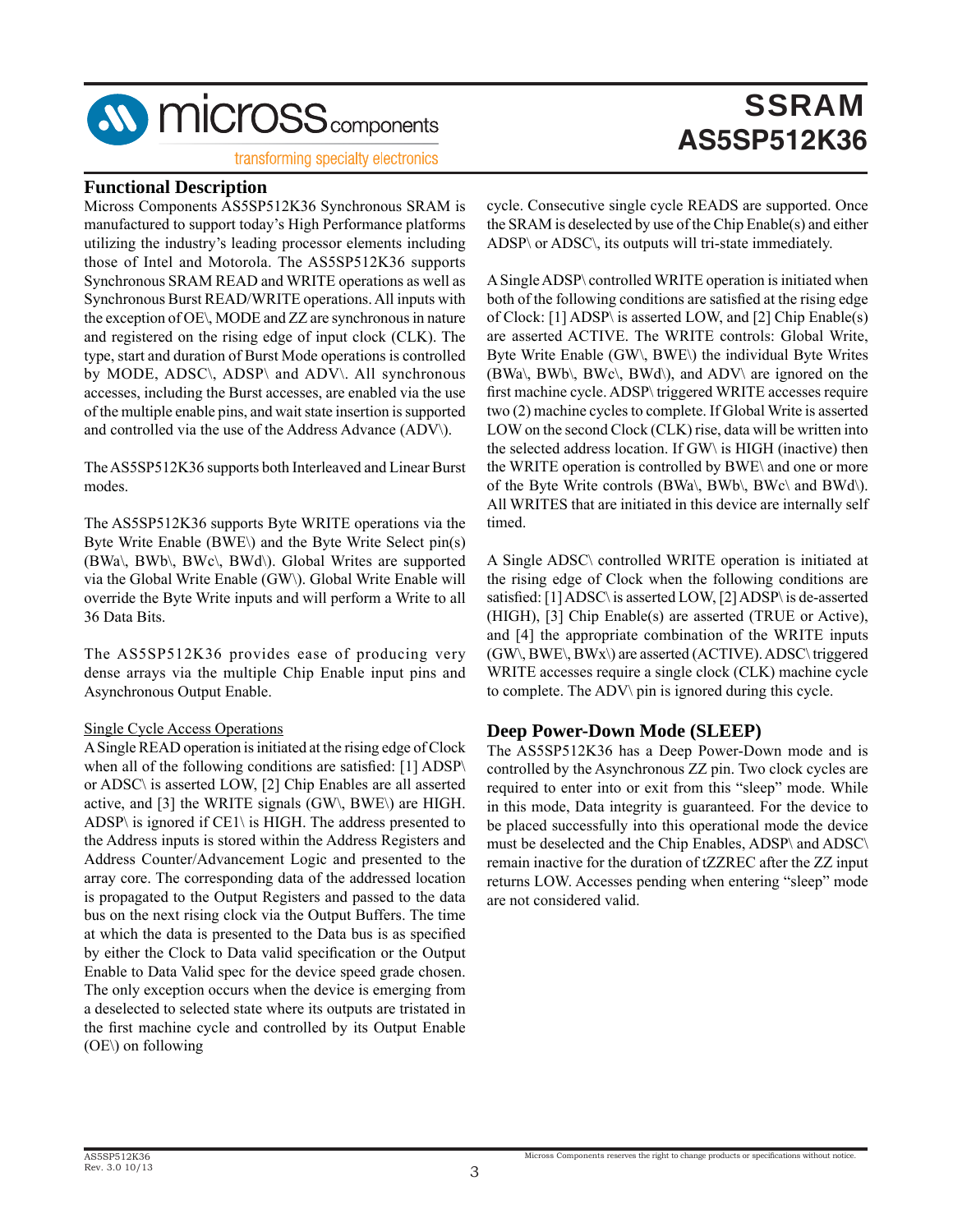## Functional Description

Micross Components AS5SP512K36 Synchronous SRAM is manufactured to support today's High Performance platforms utilizing the industry's leading processor elements including those of Intel and Motorola. The AS5SP512K36 supports Synchronous SRAM READ and WRITE operations as well as Synchronous Burst READ/WRITE operations. All inputs with the exception of OE\, MODE and ZZ are synchronous in nature and registered on the rising edge of input clock (CLK). The type, start and duration of Burst Mode operations is controlled by MODE, ADSC\, ADSP\ and ADV\. All synchronous accesses, including the Burst accesses, are enabled via the use of the multiple enable pins, and wait state insertion is supported and controlled via the use of the Address Advance (ADV\).

The AS5SP512K36 supports both Interleaved and Linear Burst modes.

The AS5SP512K36 supports Byte WRITE operations via the Byte Write Enable (BWE\) and the Byte Write Select pin(s) (BWa\, BWb\, BWc\, BWd\). Global Writes are supported via the Global Write Enable (GW\). Global Write Enable will override the Byte Write inputs and will perform a Write to all 36 Data Bits.

The AS5SP512K36 provides ease of producing very dense arrays via the multiple Chip Enable input pins and Asynchronous Output Enable.

Single Cycle Access Operations

A Single READ operation is initiated at the rising edge of Clock when all of the following conditions are satisfied: [1] ADSP\ or ADSC\ is asserted LOW, [2] Chip Enables are all asserted active, and [3] the WRITE signals (GW\, BWE\) are HIGH. ADSP\ is ignored if CE1\ is HIGH. The address presented to the Address inputs is stored within the Address Registers and Address Counter/Advancement Logic and presented to the array core. The corresponding data of the addressed location is propagated to the Output Registers and passed to the data bus on the next rising clock via the Output Buffers. The time at which the data is presented to the Data bus is as specified by either the Clock to Data valid specification or the Output Enable to Data Valid spec for the device speed grade chosen. The only exception occurs when the device is emerging from a deselected to selected state where its outputs are tristated in the first machine cycle and controlled by its Output Enable (OE\) on following cycle. Consecutive single cycle READS are supported. Once the SRAM is deselected by use of the Chip Enable(s) and either ADSP\ or ADSC\, its outputs will tri-state immediately.

A Single ADSP\ controlled WRITE operation is initiated when both of the following conditions are satisfied at the rising edge of Clock: [1] ADSP\ is asserted LOW, and [2] Chip Enable(s) are asserted ACTIVE. The WRITE controls: Global Write, Byte Write Enable (GW\, BWE\) the individual Byte Writes (BWa\, BWb\, BWc\, BWd\), and ADV\ are ignored on the first machine cycle. ADSP\ triggered WRITE accesses require two (2) machine cycles to complete. If Global Write is asserted LOW on the second Clock (CLK) rise, data will be written into the selected address location. If GW\ is HIGH (inactive) then the WRITE operation is controlled by BWE\ and one or more of the Byte Write controls (BWa\, BWb\, BWc\ and BWd\). All WRITES that are initiated in this device are internally self timed.

A Single ADSC\ controlled WRITE operation is initiated at the rising edge of Clock when the following conditions are satisfied: [1] ADSC\ is asserted LOW, [2] ADSP\ is de-asserted (HIGH), [3] Chip Enable(s) are asserted (TRUE or Active), and [4] the appropriate combination of the WRITE inputs (GW\, BWE\, BWx\) are asserted (ACTIVE). ADSC\ triggered WRITE accesses require a single clock (CLK) machine cycle to complete. The ADV\ pin is ignored during this cycle.

## Deep Power-Down Mode (SLEEP)

The AS5SP512K36 has a Deep Power-Down mode and is controlled by the Asynchronous ZZ pin. Two clock cycles are required to enter into or exit from this "sleep" mode. While in this mode, Data integrity is guaranteed. For the device to be placed successfully into this operational mode the device must be deselected and the Chip Enables, ADSP\ and ADSC\ remain inactive for the duration of tZZREC after the ZZ input returns LOW. Accesses pending when entering "sleep" mode are not considered valid.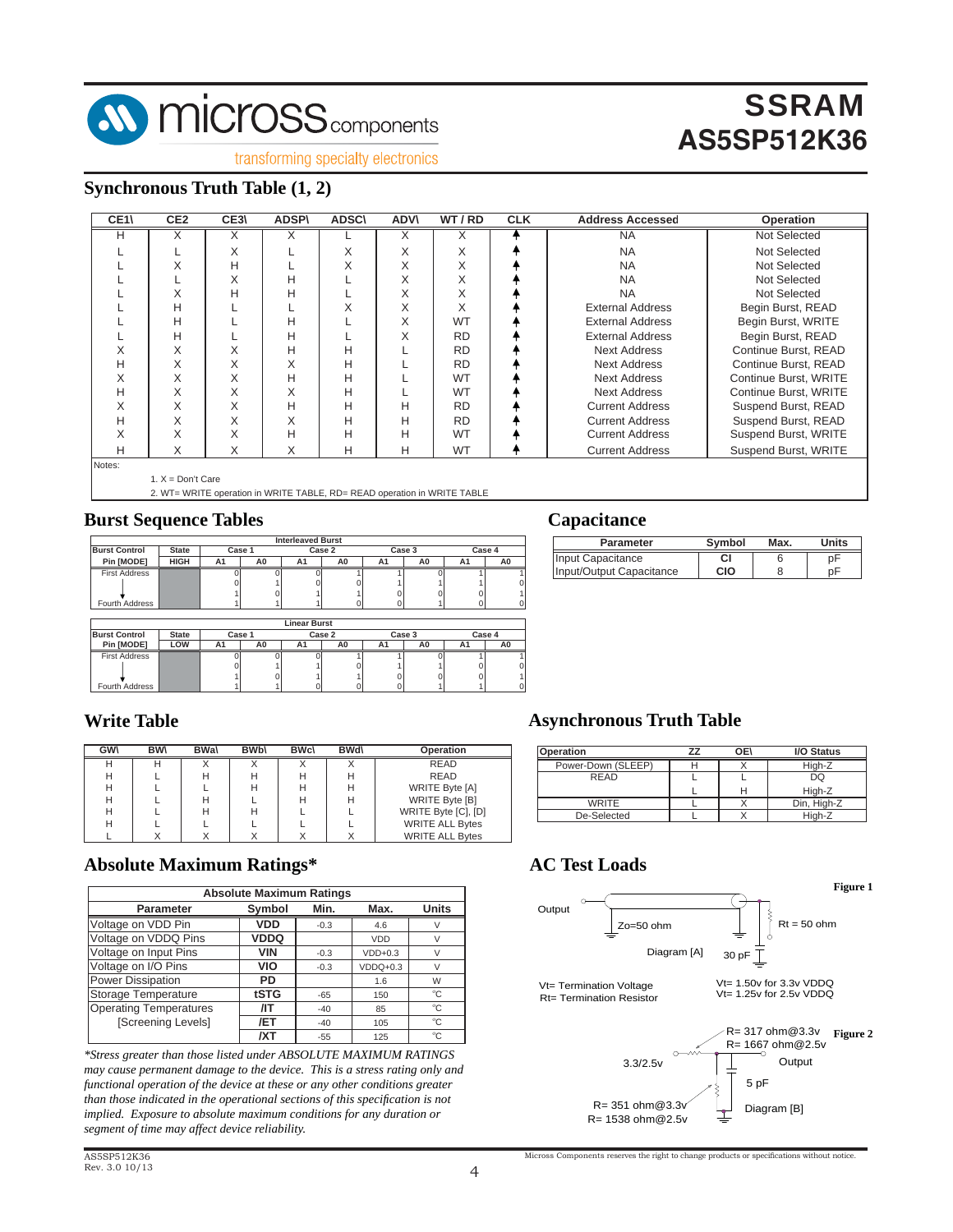## Synchronous Truth Table (1, 2)

| CE1\ | CE2 | CE3\ | ADSP\ | ADSC\ | ADV\ | WT / RD | CLK | Address Accessed | Operation |
|---|---|---|---|---|---|---|---|---|---|
| H | X | X | X | L | X | X | ↑ | NA | Not Selected |
| L | L | X | L | X | X | X | ↑ | NA | Not Selected |
| L | X | H | L | X | X | X | ↑ | NA | Not Selected |
| L | L | X | H | L | X | X | ↑ | NA | Not Selected |
| L | X | H | H | L | X | X | ↑ | NA | Not Selected |
| L | H | L | L | X | X | X | ↑ | External Address | Begin Burst, READ |
| L | H | L | H | L | X | WT | ↑ | External Address | Begin Burst, WRITE |
| L | H | L | H | L | X | RD | ↑ | External Address | Begin Burst, READ |
| X | X | X | H | H | L | RD | ↑ | Next Address | Continue Burst, READ |
| H | X | X | X | H | L | RD | ↑ | Next Address | Continue Burst, READ |
| X | X | X | H | H | L | WT | ↑ | Next Address | Continue Burst, WRITE |
| H | X | X | X | H | L | WT | ↑ | Next Address | Continue Burst, WRITE |
| X | X | X | H | H | H | RD | ↑ | Current Address | Suspend Burst, READ |
| H | X | X | X | H | H | RD | ↑ | Current Address | Suspend Burst, READ |
| X | X | X | H | H | H | WT | ↑ | Current Address | Suspend Burst, WRITE |
| H | X | X | X | H | H | WT | ↑ | Current Address | Suspend Burst, WRITE |

Notes:

1. X = Don't Care
2. WT= WRITE operation in WRITE TABLE, RD= READ operation in WRITE TABLE

## Burst Sequence Tables

| Burst Control Pin [MODE] | State HIGH | Interleaved Burst Case 1 A1 | Case 1 A0 | Case 2 A1 | Case 2 A0 | Case 3 A1 | Case 3 A0 | Case 4 A1 | Case 4 A0 |
|---|---|---|---|---|---|---|---|---|---|
| First Address | | 0 | 0 | 0 | 1 | 1 | 0 | 1 | 1 |
| | | 0 | 1 | 0 | 0 | 1 | 1 | 1 | 0 |
| | | 1 | 0 | 1 | 1 | 0 | 0 | 0 | 1 |
| Fourth Address | | 1 | 1 | 1 | 0 | 0 | 1 | 0 | 0 |

| Burst Control Pin [MODE] | State LOW | Linear Burst Case 1 A1 | Case 1 A0 | Case 2 A1 | Case 2 A0 | Case 3 A1 | Case 3 A0 | Case 4 A1 | Case 4 A0 |
|---|---|---|---|---|---|---|---|---|---|
| First Address | | 0 | 0 | 0 | 1 | 1 | 0 | 1 | 1 |
| | | 0 | 1 | 1 | 0 | 1 | 1 | 0 | 0 |
| | | 1 | 0 | 1 | 1 | 0 | 0 | 0 | 1 |
| Fourth Address | | 1 | 1 | 0 | 0 | 0 | 1 | 1 | 0 |

## Capacitance

| Parameter | Symbol | Max. | Units |
|---|---|---|---|
| Input Capacitance | CI | 6 | pF |
| Input/Output Capacitance | CIO | 8 | pF |

## Write Table

| GW\ | BW\ | BWa\ | BWb\ | BWc\ | BWd\ | Operation |
|---|---|---|---|---|---|---|
| H | H | X | X | X | X | READ |
| H | L | H | H | H | H | READ |
| H | L | L | H | H | H | WRITE Byte [A] |
| H | L | H | L | H | H | WRITE Byte [B] |
| H | L | H | H | L | L | WRITE Byte [C], [D] |
| H | L | L | L | L | L | WRITE ALL Bytes |
| L | X | X | X | X | X | WRITE ALL Bytes |

## Asynchronous Truth Table

| Operation | ZZ | OE\ | I/O Status |
|---|---|---|---|
| Power-Down (SLEEP) | H | X | High-Z |
| READ | L | L | DQ |
| | L | H | High-Z |
| WRITE | L | X | Din, High-Z |
| De-Selected | L | X | High-Z |

## Absolute Maximum Ratings*

| Parameter | Symbol | Min. | Max. | Units |
|---|---|---|---|---|
| Voltage on VDD Pin | VDD | -0.3 | 4.6 | V |
| Voltage on VDDQ Pins | VDDQ | | VDD | V |
| Voltage on Input Pins | VIN | -0.3 | VDD+0.3 | V |
| Voltage on I/O Pins | VIO | -0.3 | VDDQ+0.3 | V |
| Power Dissipation | PD | | 1.6 | W |
| Storage Temperature | tSTG | -65 | 150 | °C |
| Operating Temperatures | /IT | -40 | 85 | °C |
| [Screening Levels] | /ET | -40 | 105 | °C |
| | /XT | -55 | 125 | °C |

*Stress greater than those listed under ABSOLUTE MAXIMUM RATINGS may cause permanent damage to the device. This is a stress rating only and functional operation of the device at these or any other conditions greater than those indicated in the operational sections of this specification is not implied. Exposure to absolute maximum conditions for any duration or segment of time may affect device reliability.*

## AC Test Loads

**Figure 1**

Output — Zo=50 ohm — Rt = 50 ohm — 30 pF

Diagram [A]

Vt= Termination Voltage
Rt= Termination Resistor

Vt= 1.50v for 3.3v VDDQ
Vt= 1.25v for 2.5v VDDQ

**Figure 2**

3.3/2.5v

R= 317 ohm@3.3v
R= 1667 ohm@2.5v

Output

5 pF

R= 351 ohm@3.3v
R= 1538 ohm@2.5v

Diagram [B]

AS5SP512K36
Rev. 3.0 10/13

Micross Components reserves the right to change products or specifications without notice.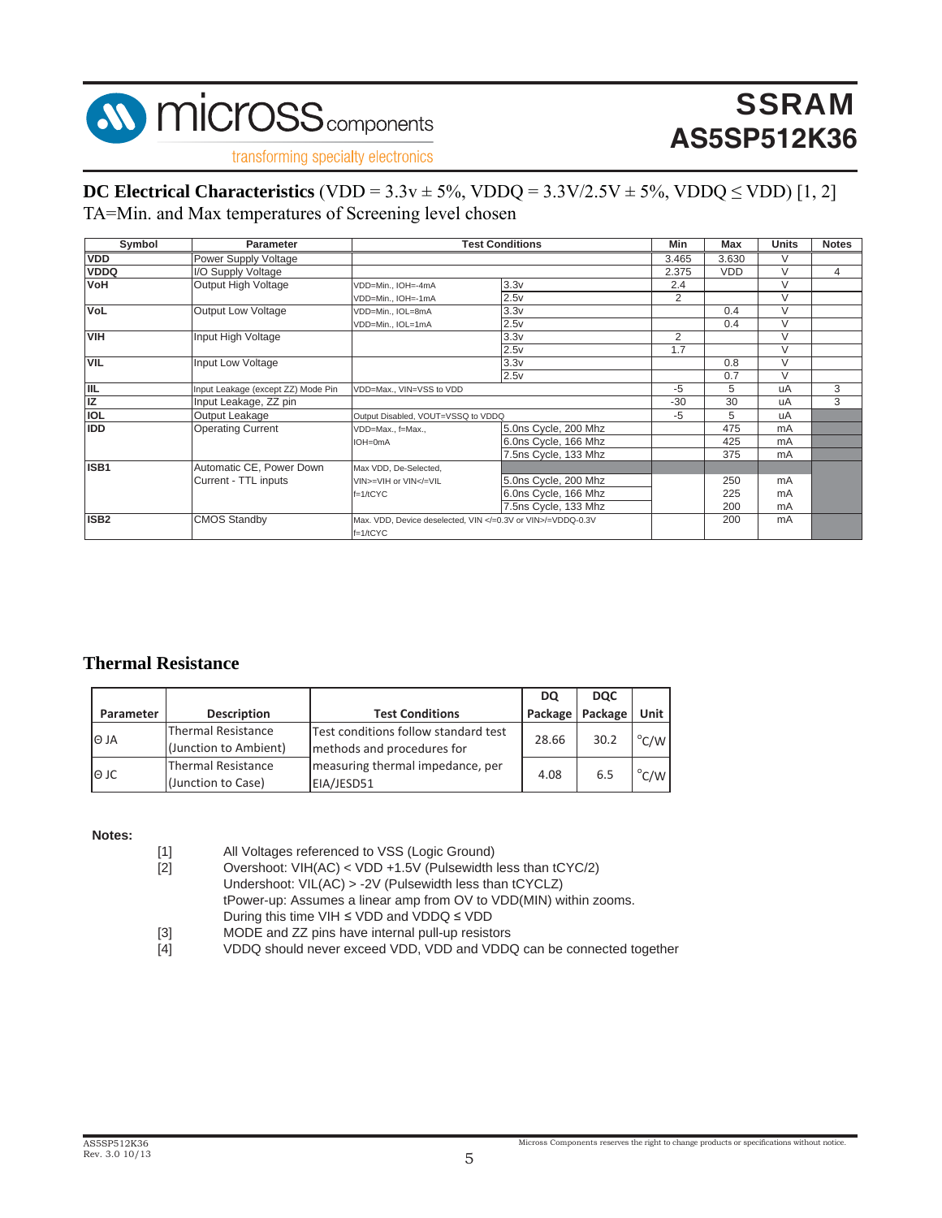## **DC Electrical Characteristics** (VDD = 3.3v ± 5%, VDDQ = 3.3V/2.5V ± 5%, VDDQ ≤ VDD) [1, 2]

TA=Min. and Max temperatures of Screening level chosen

| Symbol | Parameter | Test Conditions | | Min | Max | Units | Notes |
|---|---|---|---|---|---|---|---|
| VDD | Power Supply Voltage | | | 3.465 | 3.630 | V | |
| VDDQ | I/O Supply Voltage | | | 2.375 | VDD | V | 4 |
| VoH | Output High Voltage | VDD=Min., IOH=-4mA | 3.3v | 2.4 | | V | |
| | | VDD=Min., IOH=-1mA | 2.5v | 2 | | V | |
| VoL | Output Low Voltage | VDD=Min., IOL=8mA | 3.3v | | 0.4 | V | |
| | | VDD=Min., IOL=1mA | 2.5v | | 0.4 | V | |
| VIH | Input High Voltage | | 3.3v | 2 | | V | |
| | | | 2.5v | 1.7 | | V | |
| VIL | Input Low Voltage | | 3.3v | | 0.8 | V | |
| | | | 2.5v | | 0.7 | V | |
| IIL | Input Leakage (except ZZ) Mode Pin | VDD=Max., VIN=VSS to VDD | | -5 | 5 | uA | 3 |
| IZ | Input Leakage, ZZ pin | | | -30 | 30 | uA | 3 |
| IOL | Output Leakage | Output Disabled, VOUT=VSSQ to VDDQ | | -5 | 5 | uA | |
| IDD | Operating Current | VDD=Max., f=Max., IOH=0mA | 5.0ns Cycle, 200 Mhz | | 475 | mA | |
| | | | 6.0ns Cycle, 166 Mhz | | 425 | mA | |
| | | | 7.5ns Cycle, 133 Mhz | | 375 | mA | |
| ISB1 | Automatic CE, Power Down Current - TTL inputs | Max VDD, De-Selected, VIN>=VIH or VIN</=VIL f=1/tCYC | 5.0ns Cycle, 200 Mhz | | 250 | mA | |
| | | | 6.0ns Cycle, 166 Mhz | | 225 | mA | |
| | | | 7.5ns Cycle, 133 Mhz | | 200 | mA | |
| ISB2 | CMOS Standby | Max. VDD, Device deselected, VIN </=0.3V or VIN>/=VDDQ-0.3V f=1/tCYC | | | 200 | mA | |

## **Thermal Resistance**

| Parameter | Description | Test Conditions | DQ Package | DQC Package | Unit |
|---|---|---|---|---|---|
| Θ JA | Thermal Resistance (Junction to Ambient) | Test conditions follow standard test methods and procedures for measuring thermal impedance, per EIA/JESD51 | 28.66 | 30.2 | °C/W |
| Θ JC | Thermal Resistance (Junction to Case) | | 4.08 | 6.5 | °C/W |

**Notes:**

[1] All Voltages referenced to VSS (Logic Ground)

[2] Overshoot: VIH(AC) < VDD +1.5V (Pulsewidth less than tCYC/2)
Undershoot: VIL(AC) > -2V (Pulsewidth less than tCYCLZ)
tPower-up: Assumes a linear amp from OV to VDD(MIN) within zooms.
During this time VIH ≤ VDD and VDDQ ≤ VDD

[3] MODE and ZZ pins have internal pull-up resistors

[4] VDDQ should never exceed VDD, VDD and VDDQ can be connected together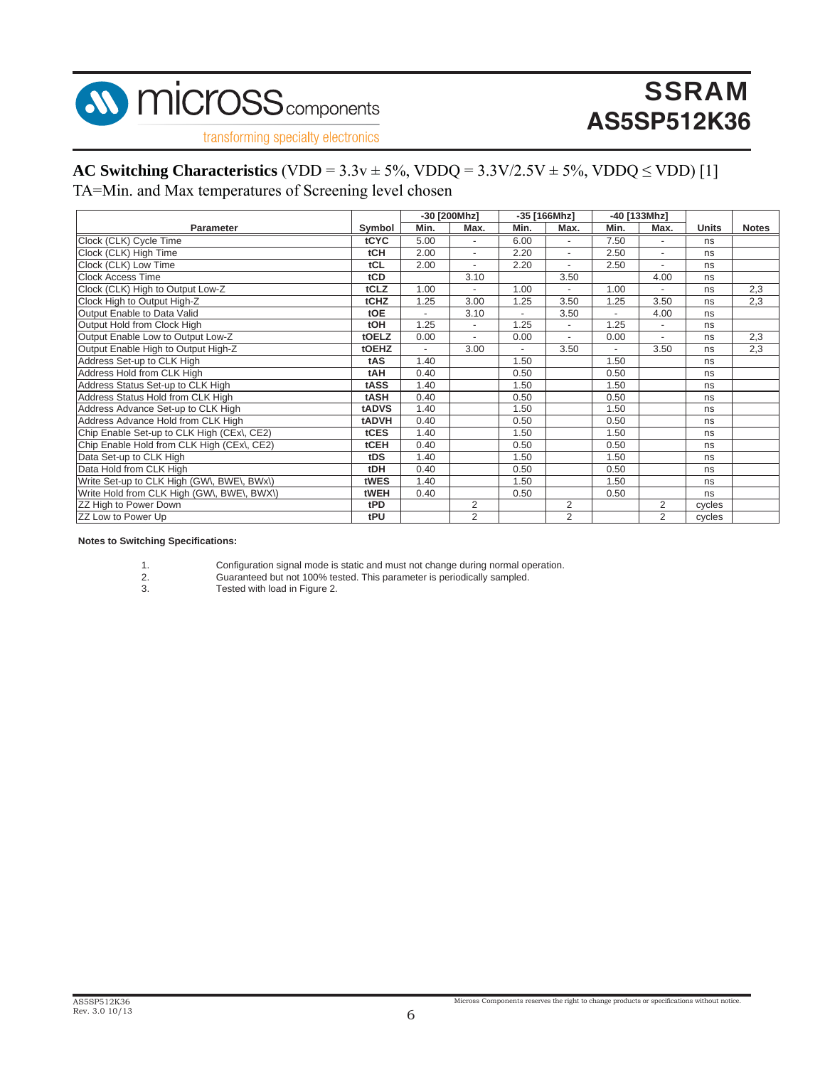## AC Switching Characteristics (VDD = 3.3v ± 5%, VDDQ = 3.3V/2.5V ± 5%, VDDQ ≤ VDD) [1]

TA=Min. and Max temperatures of Screening level chosen

| Parameter | Symbol | -30 [200Mhz] | | -35 [166Mhz] | | -40 [133Mhz] | | Units | Notes |
|---|---|---|---|---|---|---|---|---|---|
| | | Min. | Max. | Min. | Max. | Min. | Max. | | |
| Clock (CLK) Cycle Time | tCYC | 5.00 | - | 6.00 | - | 7.50 | - | ns | |
| Clock (CLK) High Time | tCH | 2.00 | - | 2.20 | - | 2.50 | - | ns | |
| Clock (CLK) Low Time | tCL | 2.00 | - | 2.20 | - | 2.50 | - | ns | |
| Clock Access Time | tCD | | 3.10 | | 3.50 | | 4.00 | ns | |
| Clock (CLK) High to Output Low-Z | tCLZ | 1.00 | - | 1.00 | - | 1.00 | - | ns | 2,3 |
| Clock High to Output High-Z | tCHZ | 1.25 | 3.00 | 1.25 | 3.50 | 1.25 | 3.50 | ns | 2,3 |
| Output Enable to Data Valid | tOE | - | 3.10 | - | 3.50 | - | 4.00 | ns | |
| Output Hold from Clock High | tOH | 1.25 | - | 1.25 | - | 1.25 | - | ns | |
| Output Enable Low to Output Low-Z | tOELZ | 0.00 | - | 0.00 | - | 0.00 | - | ns | 2,3 |
| Output Enable High to Output High-Z | tOEHZ | - | 3.00 | - | 3.50 | - | 3.50 | ns | 2,3 |
| Address Set-up to CLK High | tAS | 1.40 | | 1.50 | | 1.50 | | ns | |
| Address Hold from CLK High | tAH | 0.40 | | 0.50 | | 0.50 | | ns | |
| Address Status Set-up to CLK High | tASS | 1.40 | | 1.50 | | 1.50 | | ns | |
| Address Status Hold from CLK High | tASH | 0.40 | | 0.50 | | 0.50 | | ns | |
| Address Advance Set-up to CLK High | tADVS | 1.40 | | 1.50 | | 1.50 | | ns | |
| Address Advance Hold from CLK High | tADVH | 0.40 | | 0.50 | | 0.50 | | ns | |
| Chip Enable Set-up to CLK High (CEx\, CE2) | tCES | 1.40 | | 1.50 | | 1.50 | | ns | |
| Chip Enable Hold from CLK High (CEx\, CE2) | tCEH | 0.40 | | 0.50 | | 0.50 | | ns | |
| Data Set-up to CLK High | tDS | 1.40 | | 1.50 | | 1.50 | | ns | |
| Data Hold from CLK High | tDH | 0.40 | | 0.50 | | 0.50 | | ns | |
| Write Set-up to CLK High (GW\, BWE\, BWx\) | tWES | 1.40 | | 1.50 | | 1.50 | | ns | |
| Write Hold from CLK High (GW\, BWE\, BWX\) | tWEH | 0.40 | | 0.50 | | 0.50 | | ns | |
| ZZ High to Power Down | tPD | | 2 | | 2 | | 2 | cycles | |
| ZZ Low to Power Up | tPU | | 2 | | 2 | | 2 | cycles | |

**Notes to Switching Specifications:**

1. Configuration signal mode is static and must not change during normal operation.
2. Guaranteed but not 100% tested. This parameter is periodically sampled.
3. Tested with load in Figure 2.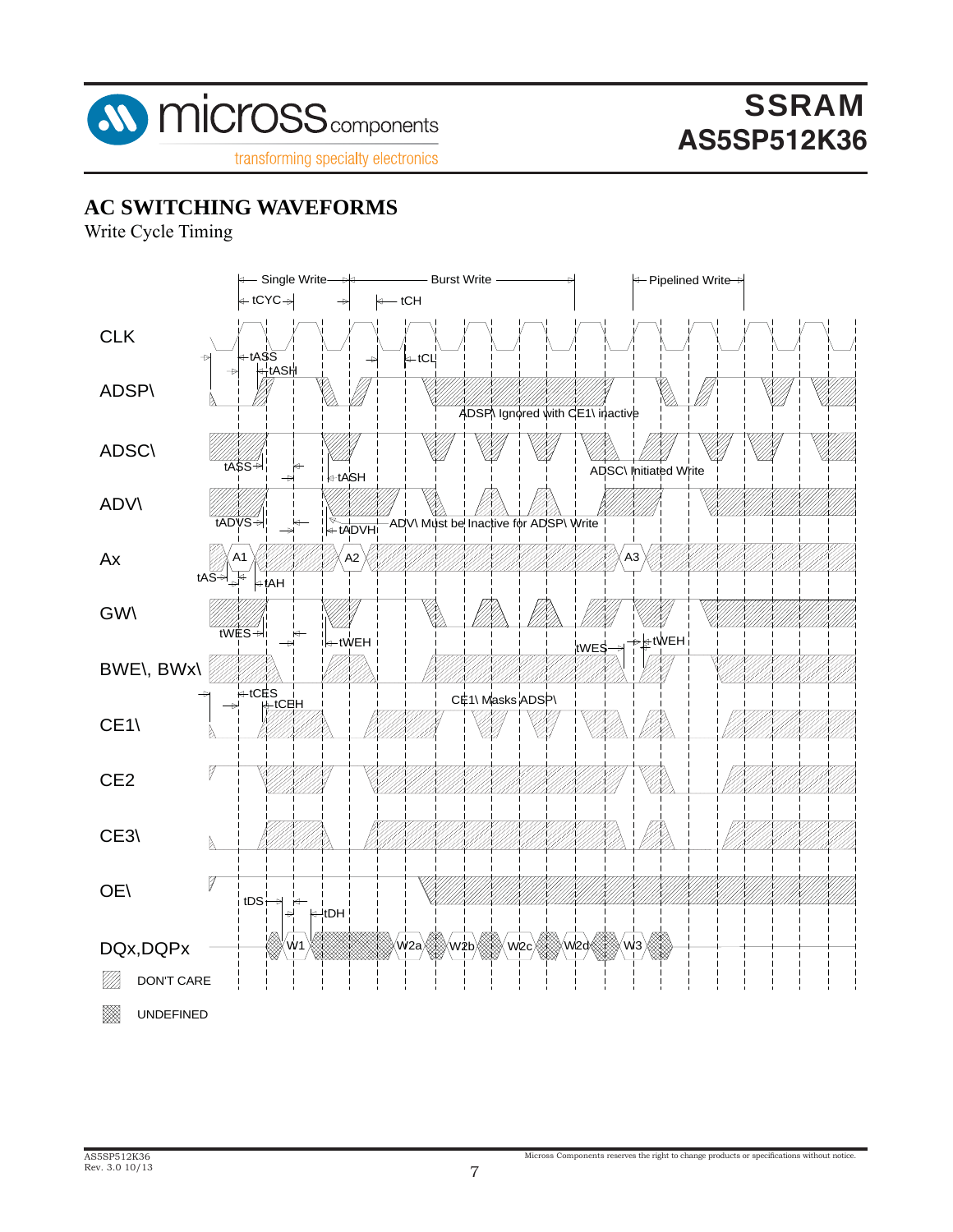# AC SWITCHING WAVEFORMS

Write Cycle Timing

Single Write — Burst Write — Pipelined Write

tCYC, tCH, tCL

CLK

tASS, tASH

ADSP\

ADSP\ Ignored with CE1\ inactive

ADSC\

tASS, tASH

ADSC\ Initiated Write

ADV\

tADVS, tADVH

ADV\ Must be Inactive for ADSP\ Write

Ax

A1, A2, A3

tAS, tAH

GW\

tWES, tWEH

BWE\, BWx\

tWES, tWEH

tCES, tCEH

CE1\

CE1\ Masks ADSP\

CE2

CE3\

OE\

tDS, tDH

DQx,DQPx

W1, W2a, W2b, W2c, W2d, W3

DON'T CARE

UNDEFINED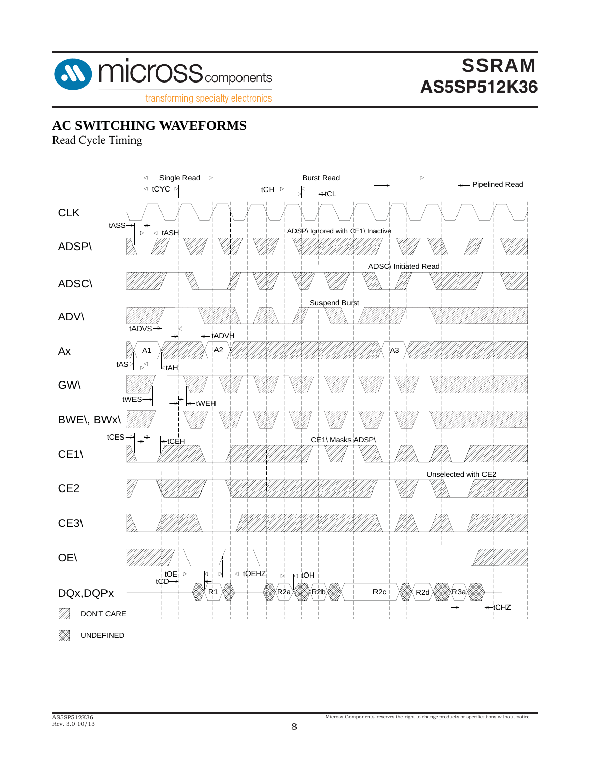# AC SWITCHING WAVEFORMS

Read Cycle Timing

Single Read — Burst Read — Pipelined Read

tCYC, tCH, tCL

CLK

tASS, tASH

ADSP\ — ADSP\ Ignored with CE1\ Inactive

ADSC\ — ADSC\ Initiated Read

ADV\ — Suspend Burst

tADVS, tADVH

Ax — A1, A2, A3

tAS, tAH

GW\

tWES, tWEH

BWE\, BWx\

tCES, tCEH

CE1\ — CE1\ Masks ADSP\

CE2 — Unselected with CE2

CE3\

OE\

tOE, tCD, tOEHZ, tOH

DQx,DQPx — R1, R2a, R2b, R2c, R2d, R3a

tCHZ

DON'T CARE

UNDEFINED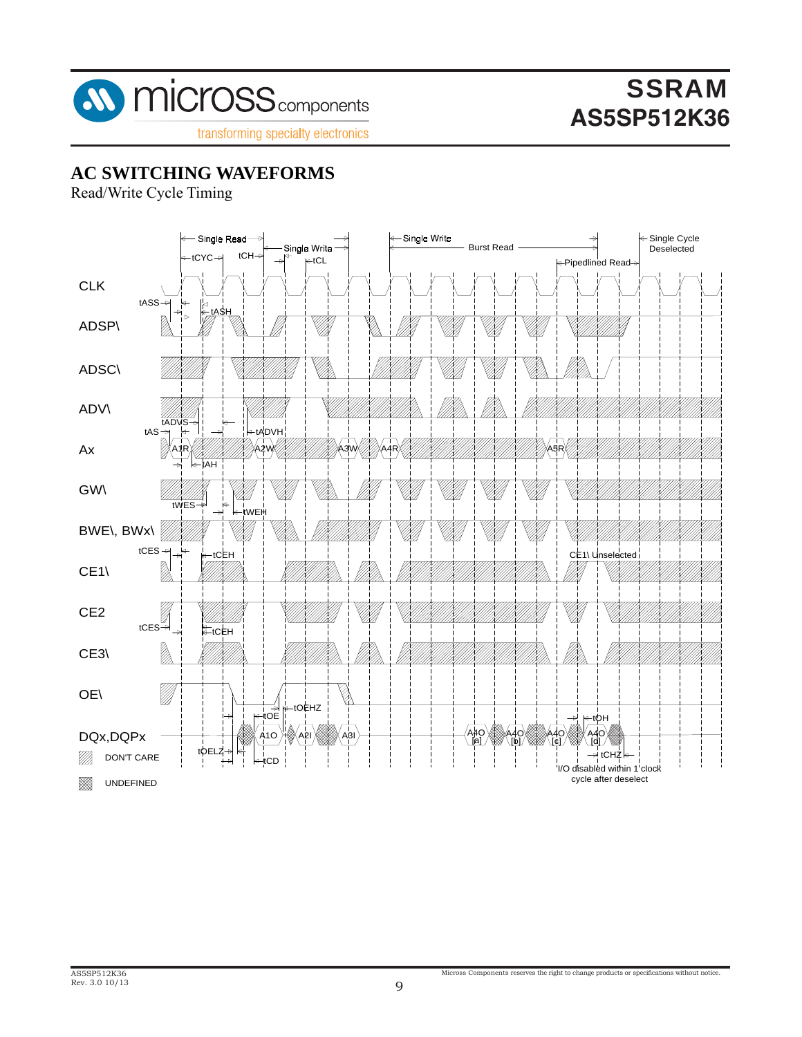## AC SWITCHING WAVEFORMS

Read/Write Cycle Timing

Single Read — Single Write — Single Write — Burst Read — Pipelined Read — Single Cycle Deselected

tCYC, tCH, tCL

CLK

tASS, tASH

ADSP\

ADSC\

tADVS, tADVH

ADV\

tAS, tAH

Ax: A1R, A2W, A3W, A4R, A5R

tWES, tWEH

GW\

BWE\, BWx\

tCES, tCEH

CE1\ — CE1\ Unselected

CE2

tCES, tCEH

CE3\

OE\

tOEHZ, tOE, tOH

DQx,DQPx: A1O, A2I, A3I, A4O [a], A4O [b], A4O [c], A4O [d]

tOELZ, tCD, tCHZ

I/O disabled within 1 clock cycle after deselect

DON'T CARE

UNDEFINED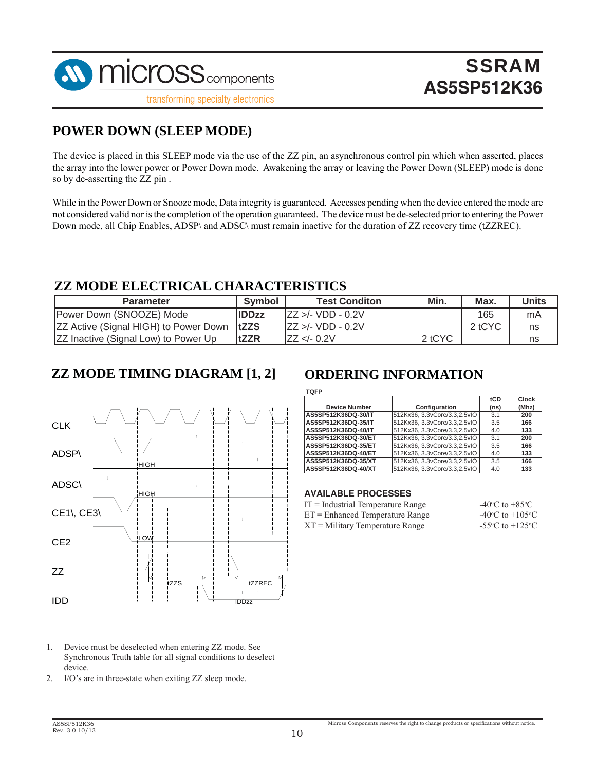## POWER DOWN (SLEEP MODE)

The device is placed in this SLEEP mode via the use of the ZZ pin, an asynchronous control pin which when asserted, places the array into the lower power or Power Down mode. Awakening the array or leaving the Power Down (SLEEP) mode is done so by de-asserting the ZZ pin .

While in the Power Down or Snooze mode, Data integrity is guaranteed. Accesses pending when the device entered the mode are not considered valid nor is the completion of the operation guaranteed. The device must be de-selected prior to entering the Power Down mode, all Chip Enables, ADSP\ and ADSC\ must remain inactive for the duration of ZZ recovery time (tZZREC).

## ZZ MODE ELECTRICAL CHARACTERISTICS

| Parameter | Symbol | Test Conditon | Min. | Max. | Units |
|---|---|---|---|---|---|
| Power Down (SNOOZE) Mode | **IDDzz** | ZZ >/- VDD - 0.2V | | 165 | mA |
| ZZ Active (Signal HIGH) to Power Down | **tZZS** | ZZ >/- VDD - 0.2V | | 2 tCYC | ns |
| ZZ Inactive (Signal Low) to Power Up | **tZZR** | ZZ </- 0.2V | 2 tCYC | | ns |

## ZZ MODE TIMING DIAGRAM [1, 2]

CLK, ADSP\ (HIGH), ADSC\ (HIGH), CE1\, CE3\, CE2 (LOW), ZZ (tZZS, tZZREC), IDD (IDDzz)

1. Device must be deselected when entering ZZ mode. See Synchronous Truth table for all signal conditions to deselect device.
2. I/O's are in three-state when exiting ZZ sleep mode.

## ORDERING INFORMATION

**TQFP**

| Device Number | Configuration | tCD (ns) | Clock (Mhz) |
|---|---|---|---|
| AS5SP512K36DQ-30/IT | 512Kx36, 3.3vCore/3.3,2.5vIO | 3.1 | 200 |
| AS5SP512K36DQ-35/IT | 512Kx36, 3.3vCore/3.3,2.5vIO | 3.5 | 166 |
| AS5SP512K36DQ-40/IT | 512Kx36, 3.3vCore/3.3,2.5vIO | 4.0 | 133 |
| AS5SP512K36DQ-30/ET | 512Kx36, 3.3vCore/3.3,2.5vIO | 3.1 | 200 |
| AS5SP512K36DQ-35/ET | 512Kx36, 3.3vCore/3.3,2.5vIO | 3.5 | 166 |
| AS5SP512K36DQ-40/ET | 512Kx36, 3.3vCore/3.3,2.5vIO | 4.0 | 133 |
| AS5SP512K36DQ-35/XT | 512Kx36, 3.3vCore/3.3,2.5vIO | 3.5 | 166 |
| AS5SP512K36DQ-40/XT | 512Kx36, 3.3vCore/3.3,2.5vIO | 4.0 | 133 |

### AVAILABLE PROCESSES

| | |
|---|---|
| IT = Industrial Temperature Range | -40°C to +85°C |
| ET = Enhanced Temperature Range | -40°C to +105°C |
| XT = Military Temperature Range | -55°C to +125°C |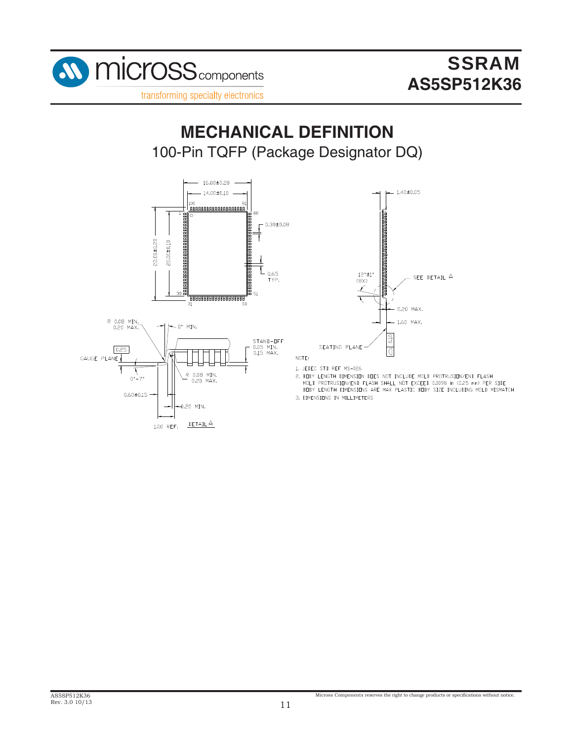# MECHANICAL DEFINITION

100-Pin TQFP (Package Designator DQ)

16.00±0.20
14.00±0.10
22.00±0.20
20.00±0.10
0.30±0.08
0.65 TYP.
1.40±0.05
12°±1° (8X)
SEE DETAIL A
0.20 MAX.
1.60 MAX.
SEATING PLANE
0.10

R 0.08 MIN. 0.20 MAX.
0° MIN.
0.25
GAUGE PLANE
0°-7°
R 0.08 MIN. 0.20 MAX.
STAND-OFF 0.05 MIN. 0.15 MAX.
0.60±0.15
0.20 MIN.
1.00 REF.
DETAIL A

NOTE:

1. JEDEC STD REF MS-026
2. BODY LENGTH DIMENSION DOES NOT INCLUDE MOLD PROTRUSION/END FLASH
   MOLD PROTRUSION/END FLASH SHALL NOT EXCEED 0.0098 in (0.25 mm) PER SIDE
   BODY LENGTH DIMENSIONS ARE MAX PLASTIC BODY SIZE INCLUDING MOLD MISMATCH
3. DIMENSIONS IN MILLIMETERS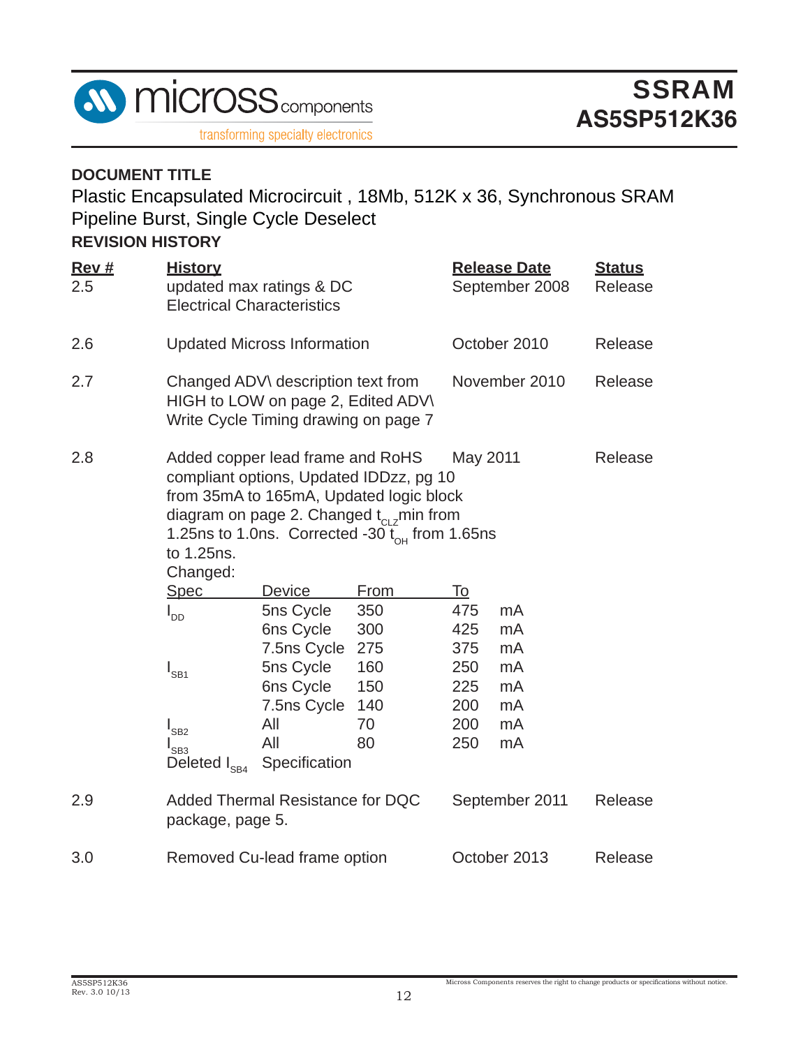**SSRAM**
**AS5SP512K36**

**DOCUMENT TITLE**

Plastic Encapsulated Microcircuit , 18Mb, 512K x 36, Synchronous SRAM
Pipeline Burst, Single Cycle Deselect

**REVISION HISTORY**

| Rev # | History | Release Date | Status |
|---|---|---|---|
| 2.5 | updated max ratings & DC Electrical Characteristics | September 2008 | Release |
| 2.6 | Updated Micross Information | October 2010 | Release |
| 2.7 | Changed ADV\ description text from HIGH to LOW on page 2, Edited ADV\ Write Cycle Timing drawing on page 7 | November 2010 | Release |
| 2.8 | Added copper lead frame and RoHS compliant options, Updated IDDzz, pg 10 from 35mA to 165mA, Updated logic block diagram on page 2. Changed $t_{CLZ}$min from 1.25ns to 1.0ns. Corrected -30 $t_{OH}$ from 1.65ns to 1.25ns. Changed: (see table below) | May 2011 | Release |
| 2.9 | Added Thermal Resistance for DQC package, page 5. | September 2011 | Release |
| 3.0 | Removed Cu-lead frame option | October 2013 | Release |

Rev 2.8 changes:

| Spec | Device | From | To | |
|---|---|---|---|---|
| $I_{DD}$ | 5ns Cycle | 350 | 475 | mA |
| | 6ns Cycle | 300 | 425 | mA |
| | 7.5ns Cycle | 275 | 375 | mA |
| $I_{SB1}$ | 5ns Cycle | 160 | 250 | mA |
| | 6ns Cycle | 150 | 225 | mA |
| | 7.5ns Cycle | 140 | 200 | mA |
| $I_{SB2}$ | All | 70 | 200 | mA |
| $I_{SB3}$ | All | 80 | 250 | mA |

Deleted $I_{SB4}$ Specification